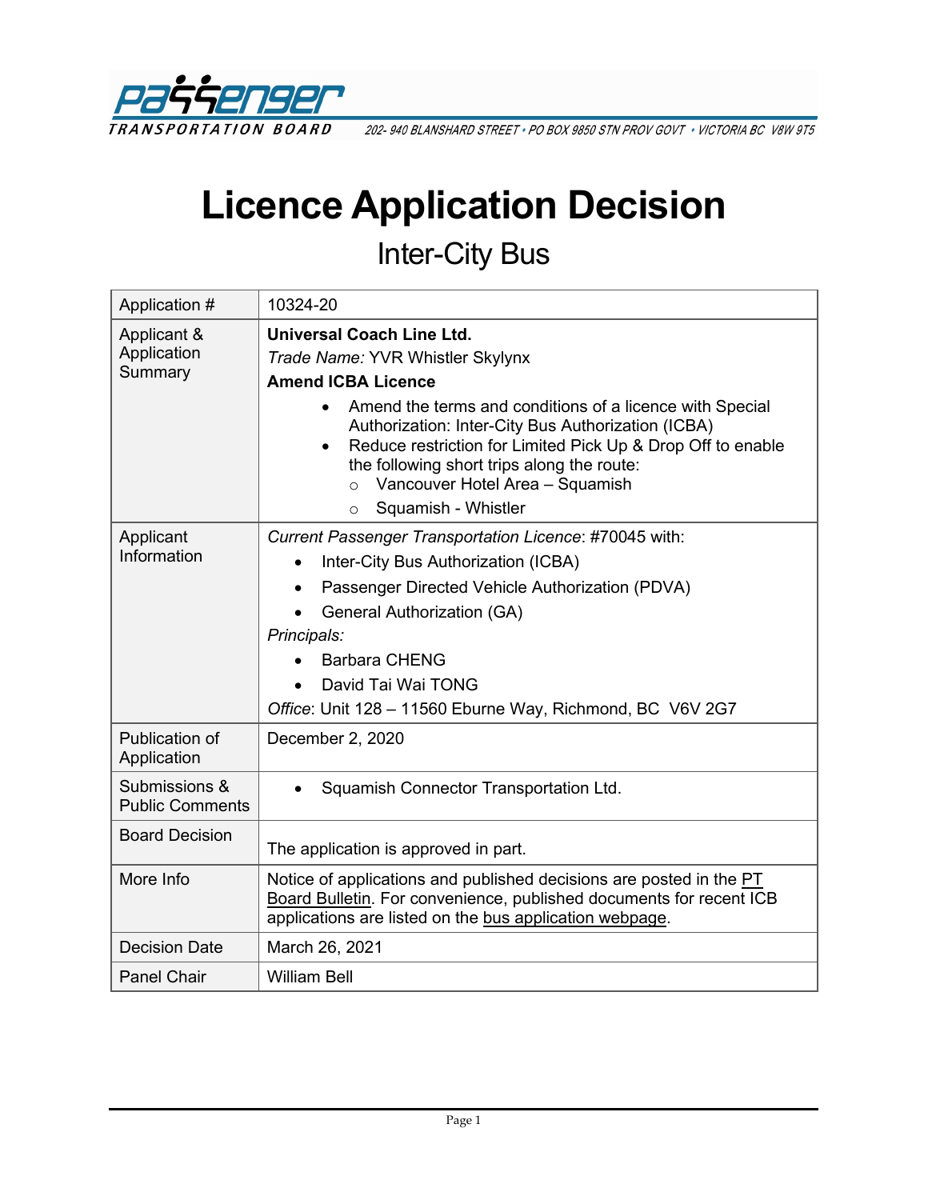Passenger Transportation Board

202- 940 BLANSHARD STREET • PO BOX 9850 STN PROV GOVT • VICTORIA BC V8W 9T5

# Licence Application Decision

## Inter-City Bus

| Application # | 10324-20 |
|---|---|
| Applicant & Application Summary | **Universal Coach Line Ltd.**<br>*Trade Name:* YVR Whistler Skylynx<br>**Amend ICBA Licence**<br>• Amend the terms and conditions of a licence with Special Authorization: Inter-City Bus Authorization (ICBA)<br>• Reduce restriction for Limited Pick Up & Drop Off to enable the following short trips along the route:<br>  ○ Vancouver Hotel Area – Squamish<br>  ○ Squamish - Whistler |
| Applicant Information | *Current Passenger Transportation Licence*: #70045 with:<br>• Inter-City Bus Authorization (ICBA)<br>• Passenger Directed Vehicle Authorization (PDVA)<br>• General Authorization (GA)<br>*Principals:*<br>• Barbara CHENG<br>• David Tai Wai TONG<br>*Office*: Unit 128 – 11560 Eburne Way, Richmond, BC V6V 2G7 |
| Publication of Application | December 2, 2020 |
| Submissions & Public Comments | • Squamish Connector Transportation Ltd. |
| Board Decision | The application is approved in part. |
| More Info | Notice of applications and published decisions are posted in the PT Board Bulletin. For convenience, published documents for recent ICB applications are listed on the bus application webpage. |
| Decision Date | March 26, 2021 |
| Panel Chair | William Bell |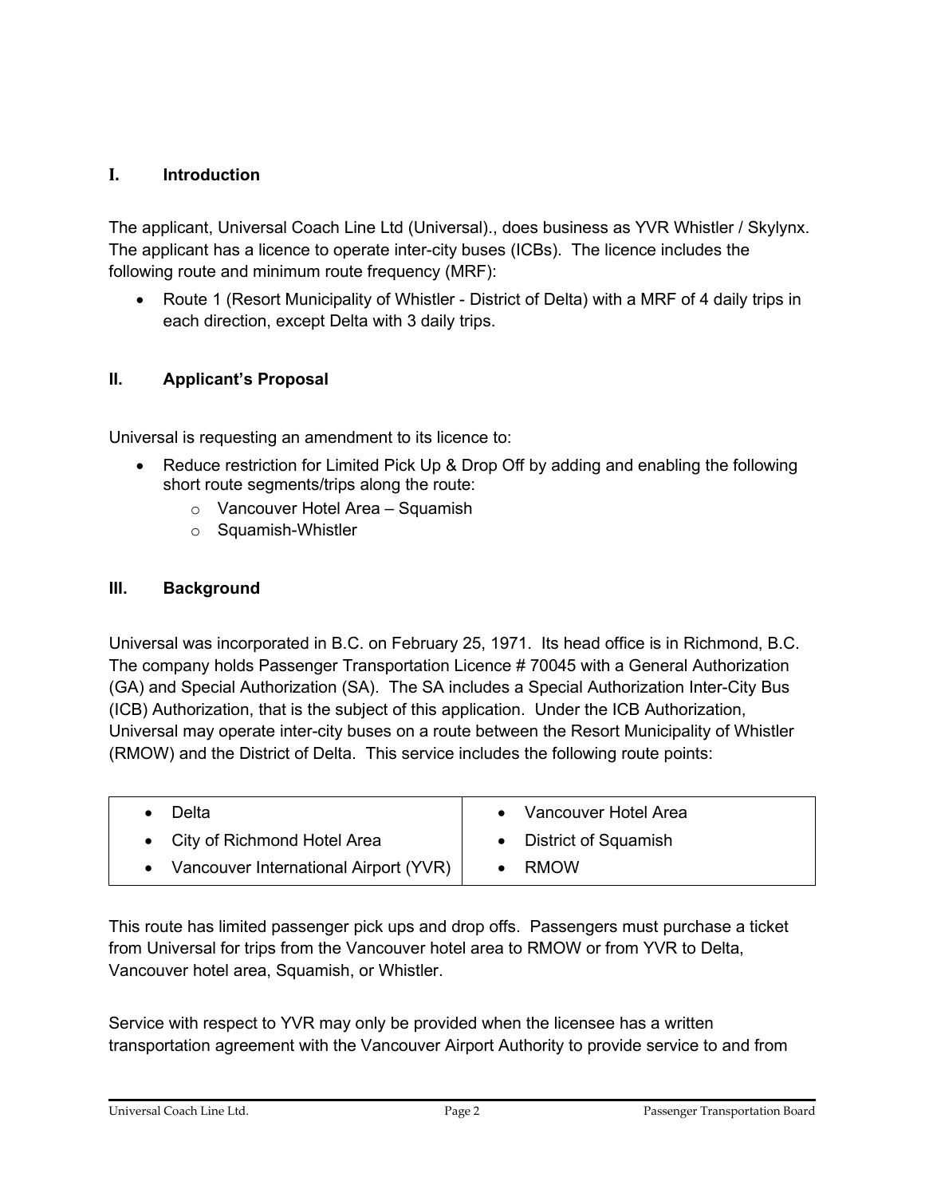## I. Introduction

The applicant, Universal Coach Line Ltd (Universal)., does business as YVR Whistler / Skylynx. The applicant has a licence to operate inter-city buses (ICBs). The licence includes the following route and minimum route frequency (MRF):

- Route 1 (Resort Municipality of Whistler - District of Delta) with a MRF of 4 daily trips in each direction, except Delta with 3 daily trips.

## II. Applicant's Proposal

Universal is requesting an amendment to its licence to:

- Reduce restriction for Limited Pick Up & Drop Off by adding and enabling the following short route segments/trips along the route:
  - Vancouver Hotel Area – Squamish
  - Squamish-Whistler

## III. Background

Universal was incorporated in B.C. on February 25, 1971. Its head office is in Richmond, B.C. The company holds Passenger Transportation Licence # 70045 with a General Authorization (GA) and Special Authorization (SA). The SA includes a Special Authorization Inter-City Bus (ICB) Authorization, that is the subject of this application. Under the ICB Authorization, Universal may operate inter-city buses on a route between the Resort Municipality of Whistler (RMOW) and the District of Delta. This service includes the following route points:

| | |
|---|---|
| • Delta | • Vancouver Hotel Area |
| • City of Richmond Hotel Area | • District of Squamish |
| • Vancouver International Airport (YVR) | • RMOW |

This route has limited passenger pick ups and drop offs. Passengers must purchase a ticket from Universal for trips from the Vancouver hotel area to RMOW or from YVR to Delta, Vancouver hotel area, Squamish, or Whistler.

Service with respect to YVR may only be provided when the licensee has a written transportation agreement with the Vancouver Airport Authority to provide service to and from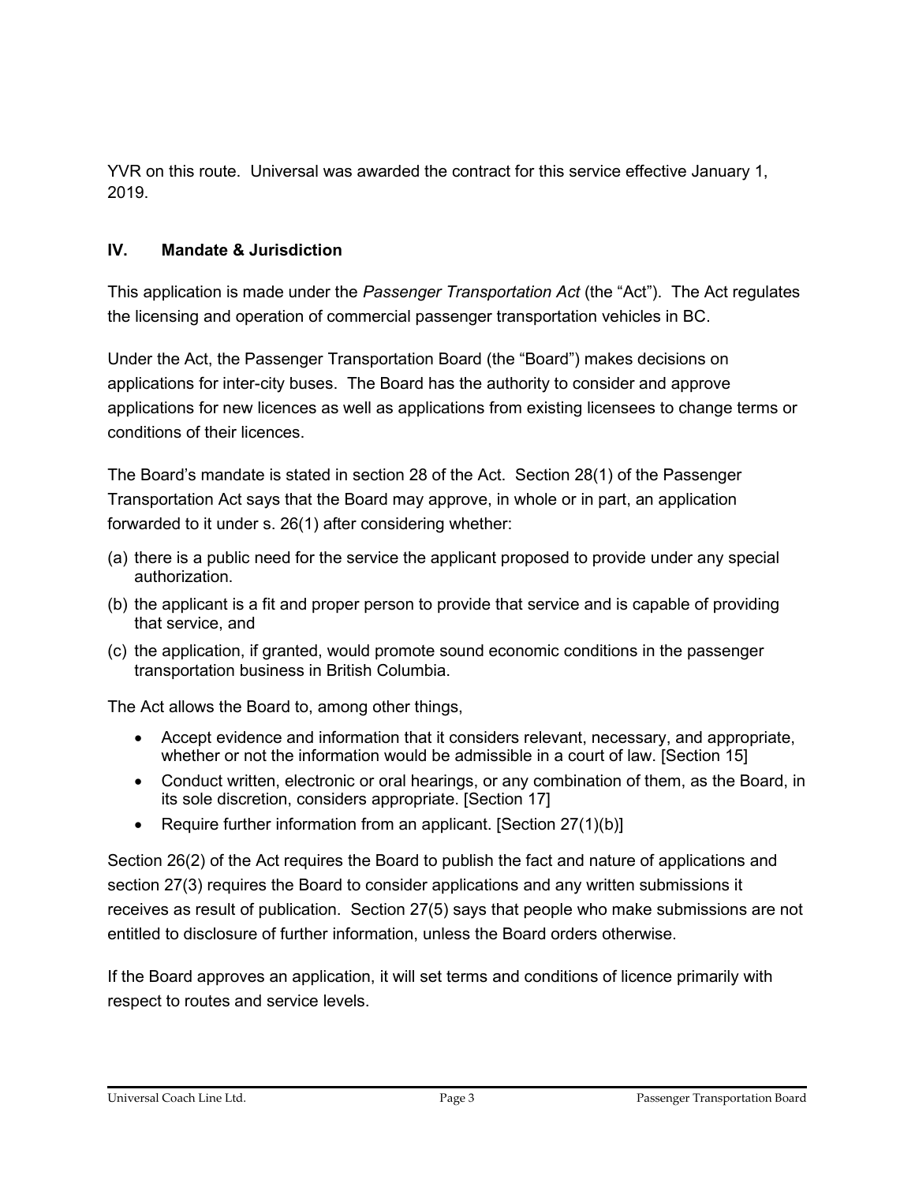YVR on this route. Universal was awarded the contract for this service effective January 1, 2019.

## IV. Mandate & Jurisdiction

This application is made under the *Passenger Transportation Act* (the "Act"). The Act regulates the licensing and operation of commercial passenger transportation vehicles in BC.

Under the Act, the Passenger Transportation Board (the "Board") makes decisions on applications for inter-city buses. The Board has the authority to consider and approve applications for new licences as well as applications from existing licensees to change terms or conditions of their licences.

The Board's mandate is stated in section 28 of the Act. Section 28(1) of the Passenger Transportation Act says that the Board may approve, in whole or in part, an application forwarded to it under s. 26(1) after considering whether:

(a) there is a public need for the service the applicant proposed to provide under any special authorization.

(b) the applicant is a fit and proper person to provide that service and is capable of providing that service, and

(c) the application, if granted, would promote sound economic conditions in the passenger transportation business in British Columbia.

The Act allows the Board to, among other things,

- Accept evidence and information that it considers relevant, necessary, and appropriate, whether or not the information would be admissible in a court of law. [Section 15]
- Conduct written, electronic or oral hearings, or any combination of them, as the Board, in its sole discretion, considers appropriate. [Section 17]
- Require further information from an applicant. [Section 27(1)(b)]

Section 26(2) of the Act requires the Board to publish the fact and nature of applications and section 27(3) requires the Board to consider applications and any written submissions it receives as result of publication. Section 27(5) says that people who make submissions are not entitled to disclosure of further information, unless the Board orders otherwise.

If the Board approves an application, it will set terms and conditions of licence primarily with respect to routes and service levels.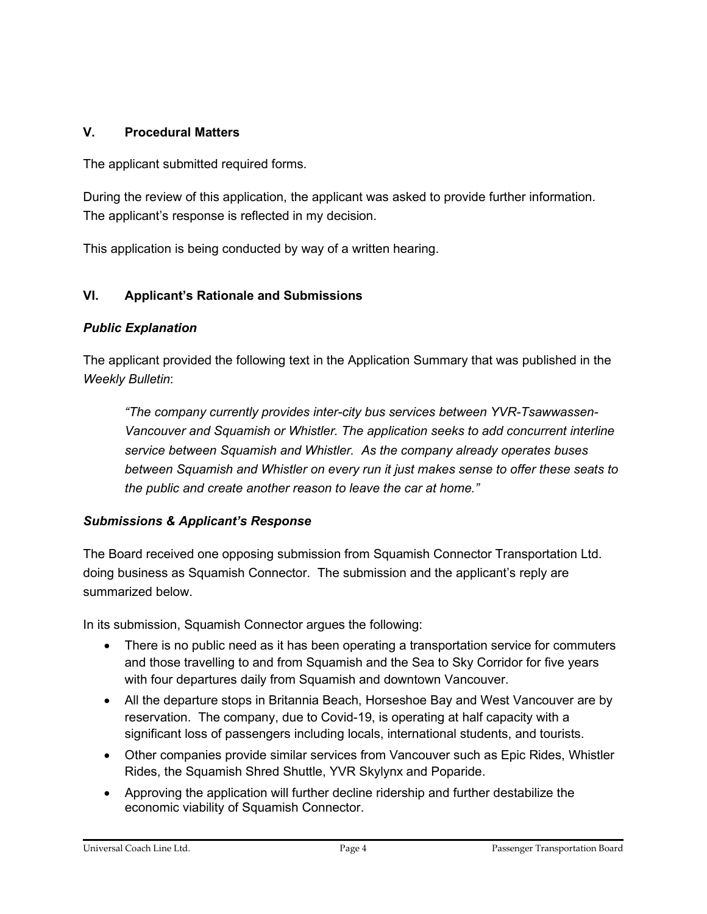## V. Procedural Matters

The applicant submitted required forms.

During the review of this application, the applicant was asked to provide further information. The applicant's response is reflected in my decision.

This application is being conducted by way of a written hearing.

## VI. Applicant's Rationale and Submissions

### *Public Explanation*

The applicant provided the following text in the Application Summary that was published in the *Weekly Bulletin*:

> *"The company currently provides inter-city bus services between YVR-Tsawwassen-Vancouver and Squamish or Whistler. The application seeks to add concurrent interline service between Squamish and Whistler. As the company already operates buses between Squamish and Whistler on every run it just makes sense to offer these seats to the public and create another reason to leave the car at home."*

### *Submissions & Applicant's Response*

The Board received one opposing submission from Squamish Connector Transportation Ltd. doing business as Squamish Connector. The submission and the applicant's reply are summarized below.

In its submission, Squamish Connector argues the following:

- There is no public need as it has been operating a transportation service for commuters and those travelling to and from Squamish and the Sea to Sky Corridor for five years with four departures daily from Squamish and downtown Vancouver.
- All the departure stops in Britannia Beach, Horseshoe Bay and West Vancouver are by reservation. The company, due to Covid-19, is operating at half capacity with a significant loss of passengers including locals, international students, and tourists.
- Other companies provide similar services from Vancouver such as Epic Rides, Whistler Rides, the Squamish Shred Shuttle, YVR Skylynx and Poparide.
- Approving the application will further decline ridership and further destabilize the economic viability of Squamish Connector.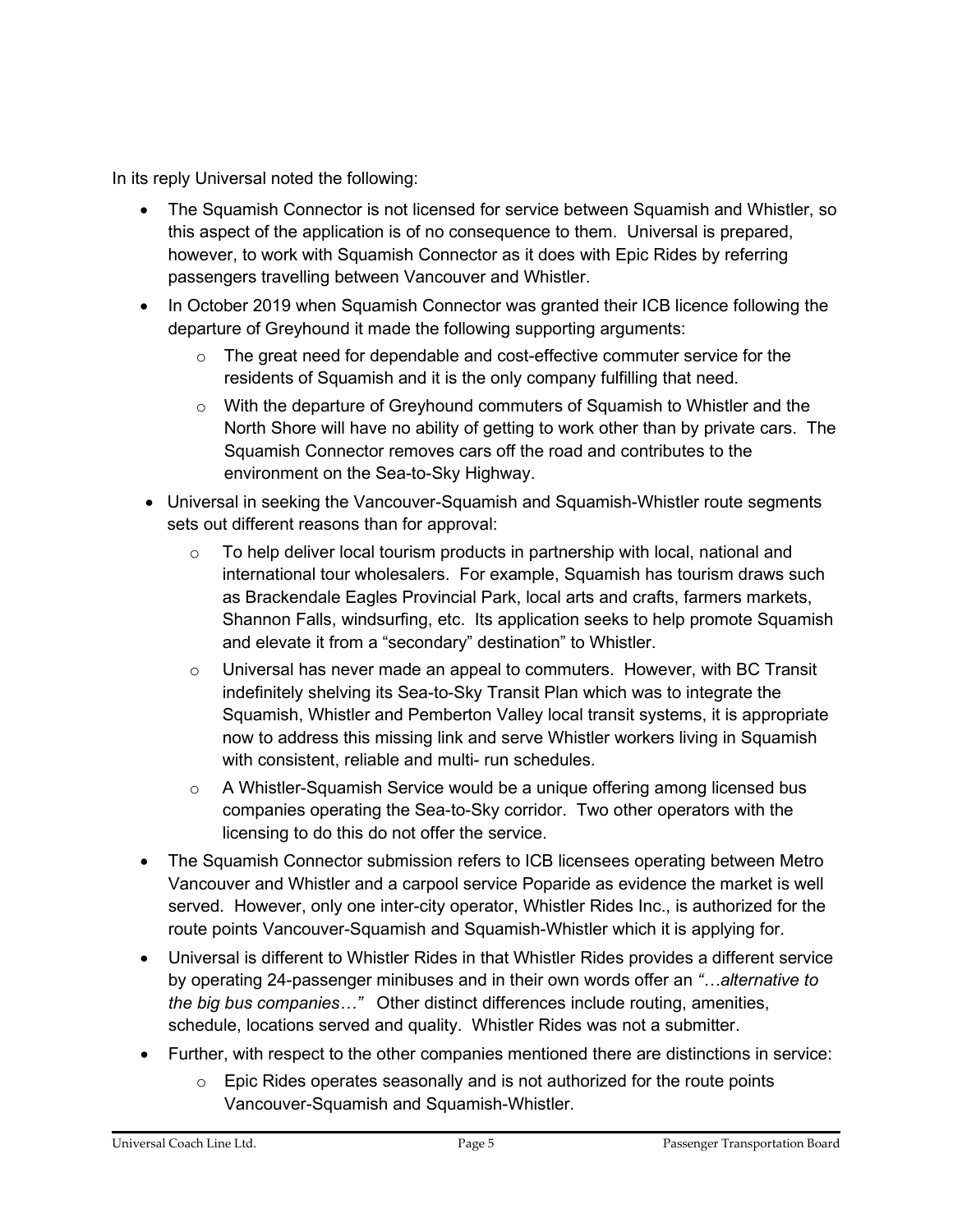In its reply Universal noted the following:

- The Squamish Connector is not licensed for service between Squamish and Whistler, so this aspect of the application is of no consequence to them. Universal is prepared, however, to work with Squamish Connector as it does with Epic Rides by referring passengers travelling between Vancouver and Whistler.
- In October 2019 when Squamish Connector was granted their ICB licence following the departure of Greyhound it made the following supporting arguments:
  - The great need for dependable and cost-effective commuter service for the residents of Squamish and it is the only company fulfilling that need.
  - With the departure of Greyhound commuters of Squamish to Whistler and the North Shore will have no ability of getting to work other than by private cars. The Squamish Connector removes cars off the road and contributes to the environment on the Sea-to-Sky Highway.
- Universal in seeking the Vancouver-Squamish and Squamish-Whistler route segments sets out different reasons than for approval:
  - To help deliver local tourism products in partnership with local, national and international tour wholesalers. For example, Squamish has tourism draws such as Brackendale Eagles Provincial Park, local arts and crafts, farmers markets, Shannon Falls, windsurfing, etc. Its application seeks to help promote Squamish and elevate it from a "secondary" destination" to Whistler.
  - Universal has never made an appeal to commuters. However, with BC Transit indefinitely shelving its Sea-to-Sky Transit Plan which was to integrate the Squamish, Whistler and Pemberton Valley local transit systems, it is appropriate now to address this missing link and serve Whistler workers living in Squamish with consistent, reliable and multi- run schedules.
  - A Whistler-Squamish Service would be a unique offering among licensed bus companies operating the Sea-to-Sky corridor. Two other operators with the licensing to do this do not offer the service.
- The Squamish Connector submission refers to ICB licensees operating between Metro Vancouver and Whistler and a carpool service Poparide as evidence the market is well served. However, only one inter-city operator, Whistler Rides Inc., is authorized for the route points Vancouver-Squamish and Squamish-Whistler which it is applying for.
- Universal is different to Whistler Rides in that Whistler Rides provides a different service by operating 24-passenger minibuses and in their own words offer an *"…alternative to the big bus companies…"* Other distinct differences include routing, amenities, schedule, locations served and quality. Whistler Rides was not a submitter.
- Further, with respect to the other companies mentioned there are distinctions in service:
  - Epic Rides operates seasonally and is not authorized for the route points Vancouver-Squamish and Squamish-Whistler.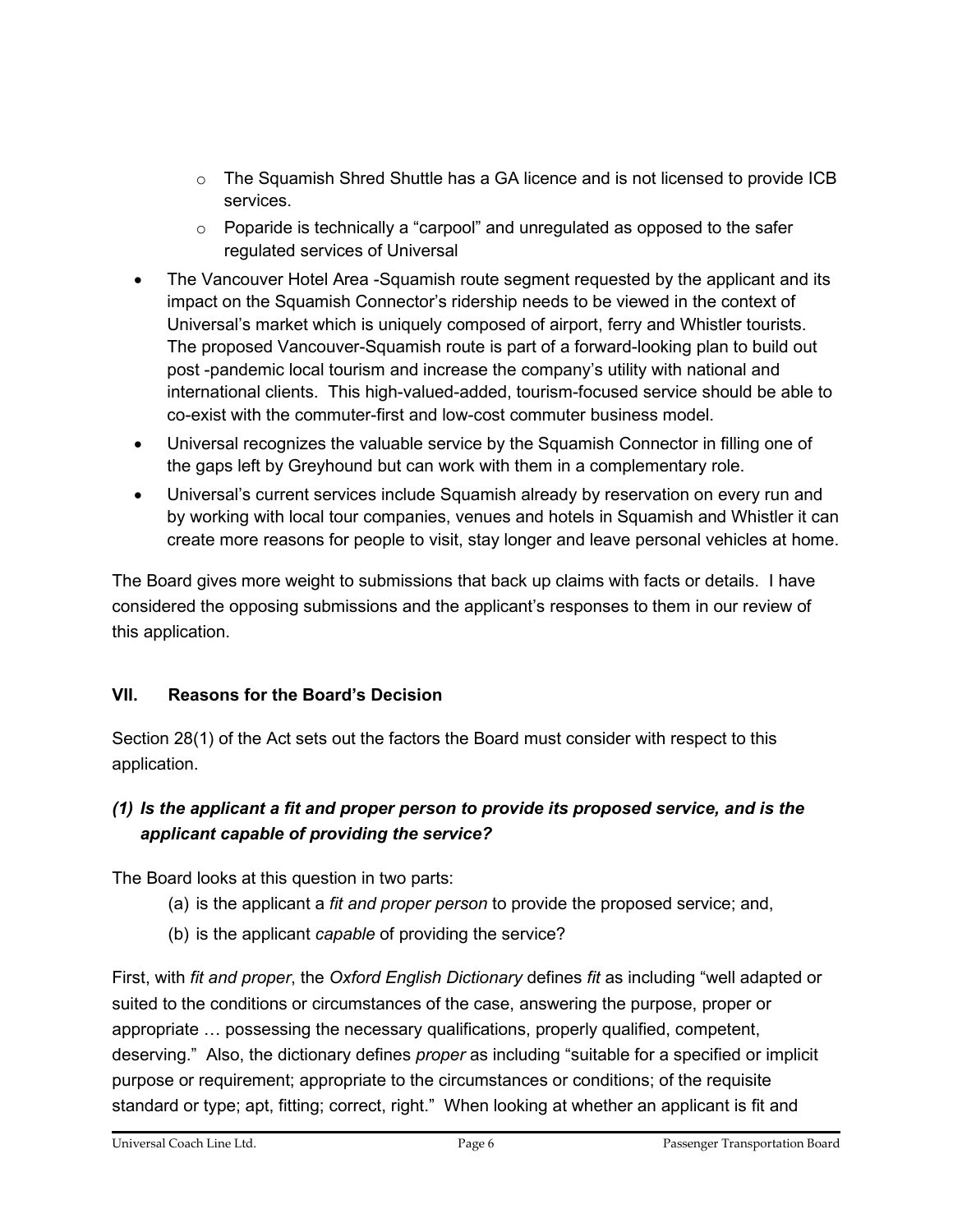- The Squamish Shred Shuttle has a GA licence and is not licensed to provide ICB services.
  - Poparide is technically a "carpool" and unregulated as opposed to the safer regulated services of Universal
- The Vancouver Hotel Area -Squamish route segment requested by the applicant and its impact on the Squamish Connector's ridership needs to be viewed in the context of Universal's market which is uniquely composed of airport, ferry and Whistler tourists. The proposed Vancouver-Squamish route is part of a forward-looking plan to build out post -pandemic local tourism and increase the company's utility with national and international clients. This high-valued-added, tourism-focused service should be able to co-exist with the commuter-first and low-cost commuter business model.
- Universal recognizes the valuable service by the Squamish Connector in filling one of the gaps left by Greyhound but can work with them in a complementary role.
- Universal's current services include Squamish already by reservation on every run and by working with local tour companies, venues and hotels in Squamish and Whistler it can create more reasons for people to visit, stay longer and leave personal vehicles at home.

The Board gives more weight to submissions that back up claims with facts or details. I have considered the opposing submissions and the applicant's responses to them in our review of this application.

## VII. Reasons for the Board's Decision

Section 28(1) of the Act sets out the factors the Board must consider with respect to this application.

### *(1) Is the applicant a fit and proper person to provide its proposed service, and is the applicant capable of providing the service?*

The Board looks at this question in two parts:

(a) is the applicant a *fit and proper person* to provide the proposed service; and,

(b) is the applicant *capable* of providing the service?

First, with *fit and proper*, the *Oxford English Dictionary* defines *fit* as including "well adapted or suited to the conditions or circumstances of the case, answering the purpose, proper or appropriate … possessing the necessary qualifications, properly qualified, competent, deserving." Also, the dictionary defines *proper* as including "suitable for a specified or implicit purpose or requirement; appropriate to the circumstances or conditions; of the requisite standard or type; apt, fitting; correct, right." When looking at whether an applicant is fit and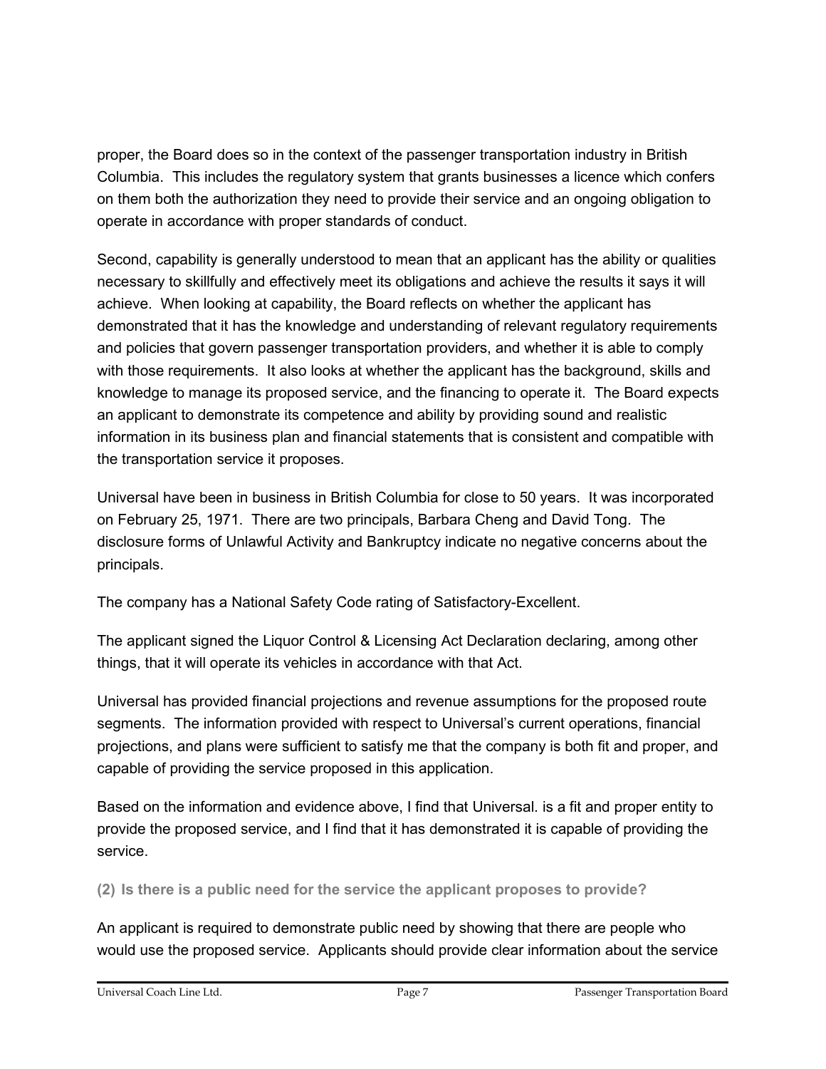proper, the Board does so in the context of the passenger transportation industry in British Columbia. This includes the regulatory system that grants businesses a licence which confers on them both the authorization they need to provide their service and an ongoing obligation to operate in accordance with proper standards of conduct.

Second, capability is generally understood to mean that an applicant has the ability or qualities necessary to skillfully and effectively meet its obligations and achieve the results it says it will achieve. When looking at capability, the Board reflects on whether the applicant has demonstrated that it has the knowledge and understanding of relevant regulatory requirements and policies that govern passenger transportation providers, and whether it is able to comply with those requirements. It also looks at whether the applicant has the background, skills and knowledge to manage its proposed service, and the financing to operate it. The Board expects an applicant to demonstrate its competence and ability by providing sound and realistic information in its business plan and financial statements that is consistent and compatible with the transportation service it proposes.

Universal have been in business in British Columbia for close to 50 years. It was incorporated on February 25, 1971. There are two principals, Barbara Cheng and David Tong. The disclosure forms of Unlawful Activity and Bankruptcy indicate no negative concerns about the principals.

The company has a National Safety Code rating of Satisfactory-Excellent.

The applicant signed the Liquor Control & Licensing Act Declaration declaring, among other things, that it will operate its vehicles in accordance with that Act.

Universal has provided financial projections and revenue assumptions for the proposed route segments. The information provided with respect to Universal's current operations, financial projections, and plans were sufficient to satisfy me that the company is both fit and proper, and capable of providing the service proposed in this application.

Based on the information and evidence above, I find that Universal. is a fit and proper entity to provide the proposed service, and I find that it has demonstrated it is capable of providing the service.

### (2) Is there is a public need for the service the applicant proposes to provide?

An applicant is required to demonstrate public need by showing that there are people who would use the proposed service. Applicants should provide clear information about the service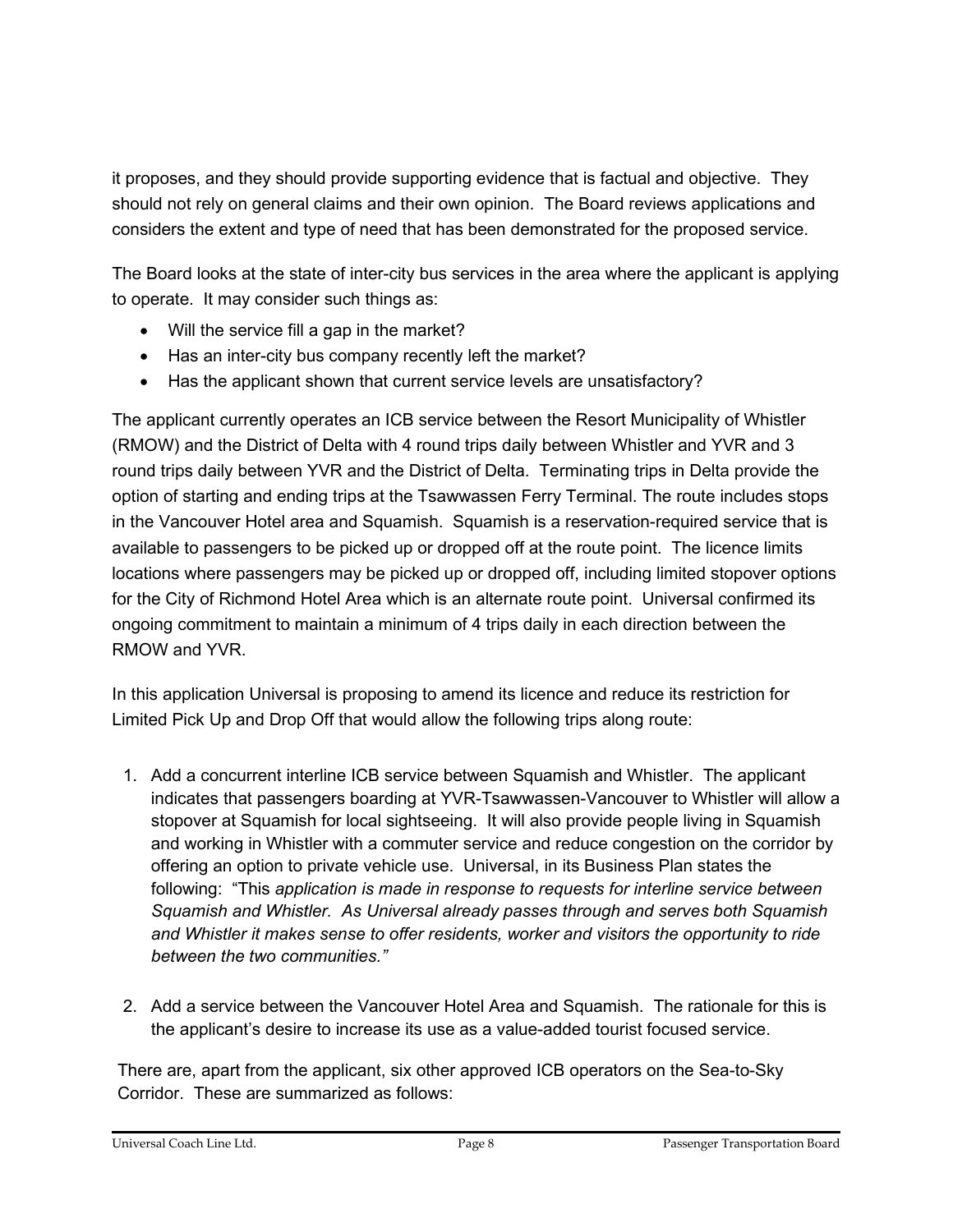it proposes, and they should provide supporting evidence that is factual and objective. They should not rely on general claims and their own opinion. The Board reviews applications and considers the extent and type of need that has been demonstrated for the proposed service.

The Board looks at the state of inter-city bus services in the area where the applicant is applying to operate. It may consider such things as:

- Will the service fill a gap in the market?
- Has an inter-city bus company recently left the market?
- Has the applicant shown that current service levels are unsatisfactory?

The applicant currently operates an ICB service between the Resort Municipality of Whistler (RMOW) and the District of Delta with 4 round trips daily between Whistler and YVR and 3 round trips daily between YVR and the District of Delta. Terminating trips in Delta provide the option of starting and ending trips at the Tsawwassen Ferry Terminal. The route includes stops in the Vancouver Hotel area and Squamish. Squamish is a reservation-required service that is available to passengers to be picked up or dropped off at the route point. The licence limits locations where passengers may be picked up or dropped off, including limited stopover options for the City of Richmond Hotel Area which is an alternate route point. Universal confirmed its ongoing commitment to maintain a minimum of 4 trips daily in each direction between the RMOW and YVR.

In this application Universal is proposing to amend its licence and reduce its restriction for Limited Pick Up and Drop Off that would allow the following trips along route:

1. Add a concurrent interline ICB service between Squamish and Whistler. The applicant indicates that passengers boarding at YVR-Tsawwassen-Vancouver to Whistler will allow a stopover at Squamish for local sightseeing. It will also provide people living in Squamish and working in Whistler with a commuter service and reduce congestion on the corridor by offering an option to private vehicle use. Universal, in its Business Plan states the following: "This *application is made in response to requests for interline service between Squamish and Whistler. As Universal already passes through and serves both Squamish and Whistler it makes sense to offer residents, worker and visitors the opportunity to ride between the two communities."*

2. Add a service between the Vancouver Hotel Area and Squamish. The rationale for this is the applicant's desire to increase its use as a value-added tourist focused service.

There are, apart from the applicant, six other approved ICB operators on the Sea-to-Sky Corridor. These are summarized as follows: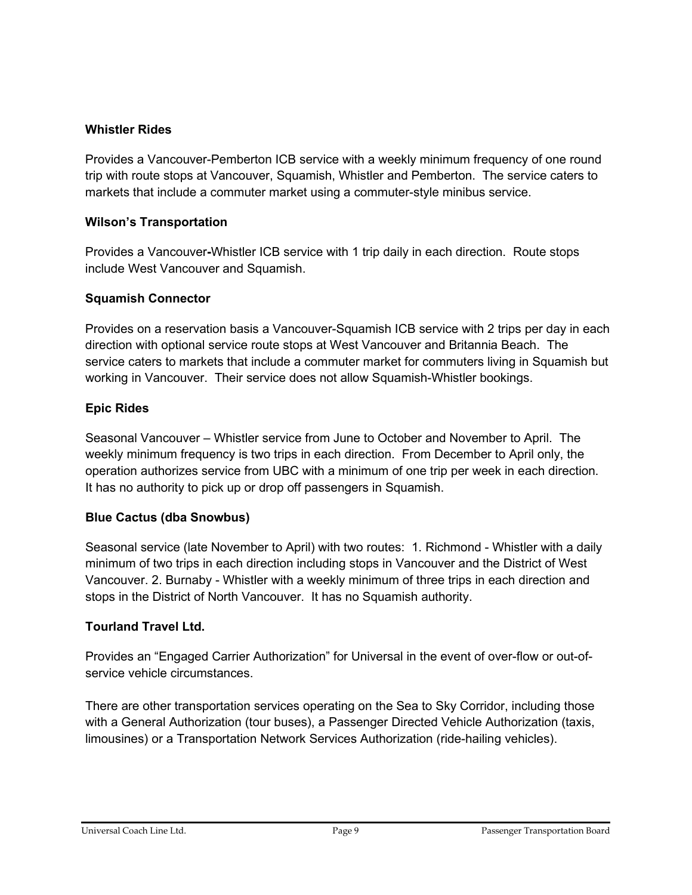**Whistler Rides**

Provides a Vancouver-Pemberton ICB service with a weekly minimum frequency of one round trip with route stops at Vancouver, Squamish, Whistler and Pemberton. The service caters to markets that include a commuter market using a commuter-style minibus service.

**Wilson's Transportation**

Provides a Vancouver-Whistler ICB service with 1 trip daily in each direction. Route stops include West Vancouver and Squamish.

**Squamish Connector**

Provides on a reservation basis a Vancouver-Squamish ICB service with 2 trips per day in each direction with optional service route stops at West Vancouver and Britannia Beach. The service caters to markets that include a commuter market for commuters living in Squamish but working in Vancouver. Their service does not allow Squamish-Whistler bookings.

**Epic Rides**

Seasonal Vancouver – Whistler service from June to October and November to April. The weekly minimum frequency is two trips in each direction. From December to April only, the operation authorizes service from UBC with a minimum of one trip per week in each direction. It has no authority to pick up or drop off passengers in Squamish.

**Blue Cactus (dba Snowbus)**

Seasonal service (late November to April) with two routes: 1. Richmond - Whistler with a daily minimum of two trips in each direction including stops in Vancouver and the District of West Vancouver. 2. Burnaby - Whistler with a weekly minimum of three trips in each direction and stops in the District of North Vancouver. It has no Squamish authority.

**Tourland Travel Ltd.**

Provides an "Engaged Carrier Authorization" for Universal in the event of over-flow or out-of-service vehicle circumstances.

There are other transportation services operating on the Sea to Sky Corridor, including those with a General Authorization (tour buses), a Passenger Directed Vehicle Authorization (taxis, limousines) or a Transportation Network Services Authorization (ride-hailing vehicles).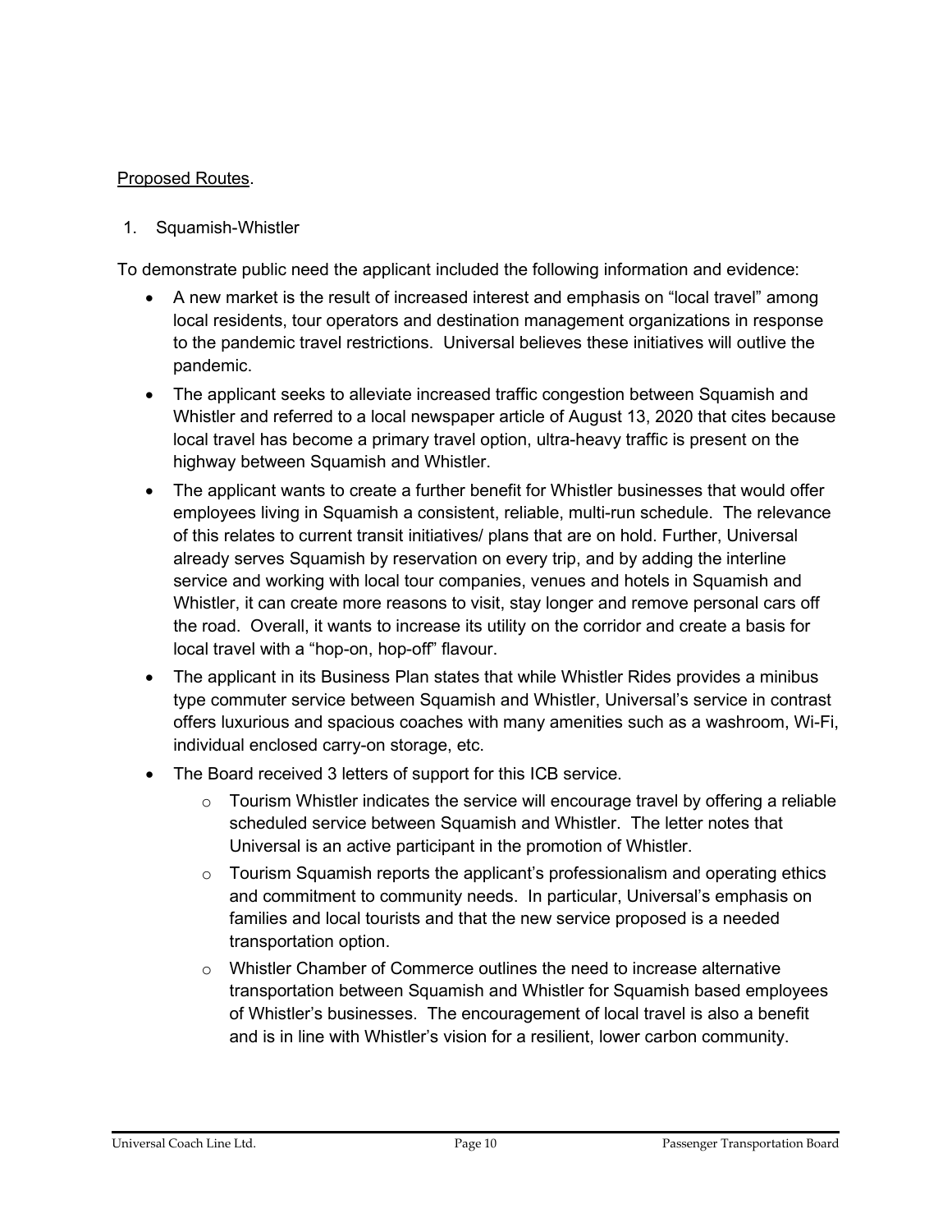<u>Proposed Routes</u>.

1. Squamish-Whistler

To demonstrate public need the applicant included the following information and evidence:

- A new market is the result of increased interest and emphasis on "local travel" among local residents, tour operators and destination management organizations in response to the pandemic travel restrictions. Universal believes these initiatives will outlive the pandemic.
- The applicant seeks to alleviate increased traffic congestion between Squamish and Whistler and referred to a local newspaper article of August 13, 2020 that cites because local travel has become a primary travel option, ultra-heavy traffic is present on the highway between Squamish and Whistler.
- The applicant wants to create a further benefit for Whistler businesses that would offer employees living in Squamish a consistent, reliable, multi-run schedule. The relevance of this relates to current transit initiatives/ plans that are on hold. Further, Universal already serves Squamish by reservation on every trip, and by adding the interline service and working with local tour companies, venues and hotels in Squamish and Whistler, it can create more reasons to visit, stay longer and remove personal cars off the road. Overall, it wants to increase its utility on the corridor and create a basis for local travel with a "hop-on, hop-off" flavour.
- The applicant in its Business Plan states that while Whistler Rides provides a minibus type commuter service between Squamish and Whistler, Universal's service in contrast offers luxurious and spacious coaches with many amenities such as a washroom, Wi-Fi, individual enclosed carry-on storage, etc.
- The Board received 3 letters of support for this ICB service.
    - Tourism Whistler indicates the service will encourage travel by offering a reliable scheduled service between Squamish and Whistler. The letter notes that Universal is an active participant in the promotion of Whistler.
    - Tourism Squamish reports the applicant's professionalism and operating ethics and commitment to community needs. In particular, Universal's emphasis on families and local tourists and that the new service proposed is a needed transportation option.
    - Whistler Chamber of Commerce outlines the need to increase alternative transportation between Squamish and Whistler for Squamish based employees of Whistler's businesses. The encouragement of local travel is also a benefit and is in line with Whistler's vision for a resilient, lower carbon community.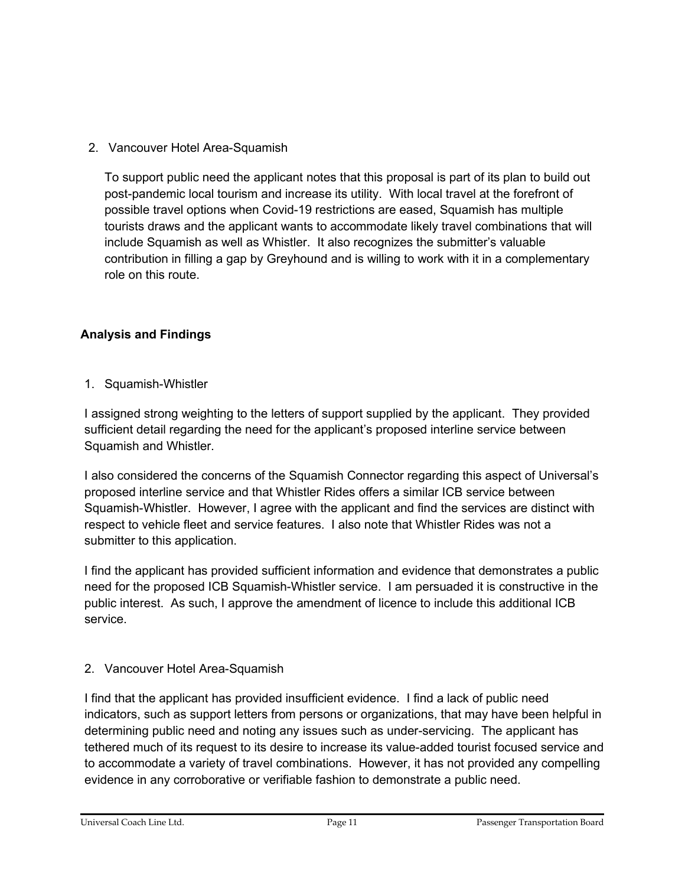2. Vancouver Hotel Area-Squamish

   To support public need the applicant notes that this proposal is part of its plan to build out post-pandemic local tourism and increase its utility. With local travel at the forefront of possible travel options when Covid-19 restrictions are eased, Squamish has multiple tourists draws and the applicant wants to accommodate likely travel combinations that will include Squamish as well as Whistler. It also recognizes the submitter's valuable contribution in filling a gap by Greyhound and is willing to work with it in a complementary role on this route.

## Analysis and Findings

1. Squamish-Whistler

I assigned strong weighting to the letters of support supplied by the applicant. They provided sufficient detail regarding the need for the applicant's proposed interline service between Squamish and Whistler.

I also considered the concerns of the Squamish Connector regarding this aspect of Universal's proposed interline service and that Whistler Rides offers a similar ICB service between Squamish-Whistler. However, I agree with the applicant and find the services are distinct with respect to vehicle fleet and service features. I also note that Whistler Rides was not a submitter to this application.

I find the applicant has provided sufficient information and evidence that demonstrates a public need for the proposed ICB Squamish-Whistler service. I am persuaded it is constructive in the public interest. As such, I approve the amendment of licence to include this additional ICB service.

2. Vancouver Hotel Area-Squamish

I find that the applicant has provided insufficient evidence. I find a lack of public need indicators, such as support letters from persons or organizations, that may have been helpful in determining public need and noting any issues such as under-servicing. The applicant has tethered much of its request to its desire to increase its value-added tourist focused service and to accommodate a variety of travel combinations. However, it has not provided any compelling evidence in any corroborative or verifiable fashion to demonstrate a public need.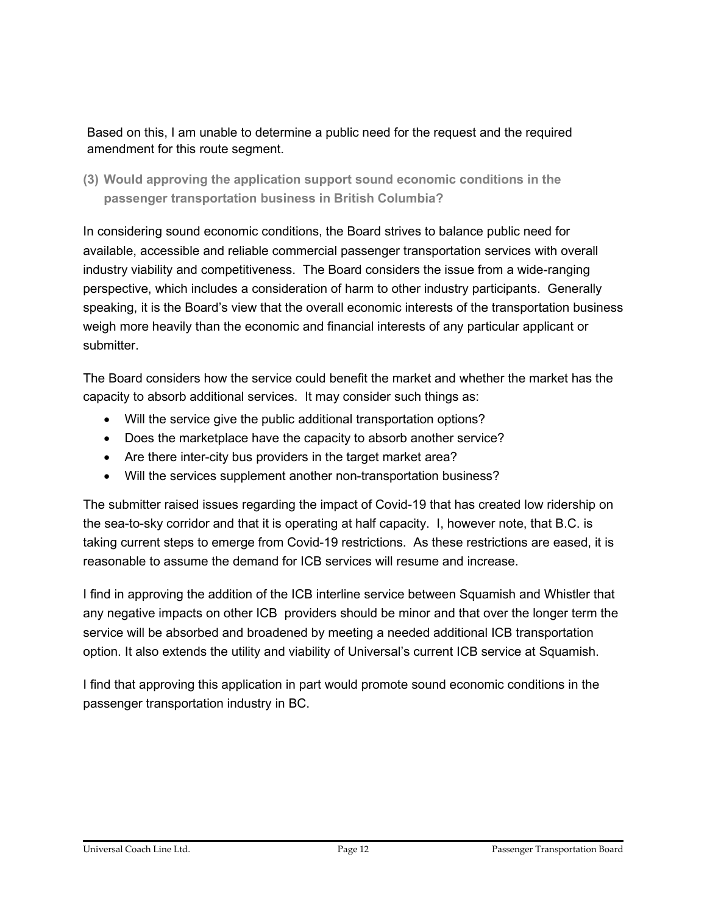Based on this, I am unable to determine a public need for the request and the required amendment for this route segment.

### (3) Would approving the application support sound economic conditions in the passenger transportation business in British Columbia?

In considering sound economic conditions, the Board strives to balance public need for available, accessible and reliable commercial passenger transportation services with overall industry viability and competitiveness. The Board considers the issue from a wide-ranging perspective, which includes a consideration of harm to other industry participants. Generally speaking, it is the Board's view that the overall economic interests of the transportation business weigh more heavily than the economic and financial interests of any particular applicant or submitter.

The Board considers how the service could benefit the market and whether the market has the capacity to absorb additional services. It may consider such things as:

- Will the service give the public additional transportation options?
- Does the marketplace have the capacity to absorb another service?
- Are there inter-city bus providers in the target market area?
- Will the services supplement another non-transportation business?

The submitter raised issues regarding the impact of Covid-19 that has created low ridership on the sea-to-sky corridor and that it is operating at half capacity. I, however note, that B.C. is taking current steps to emerge from Covid-19 restrictions. As these restrictions are eased, it is reasonable to assume the demand for ICB services will resume and increase.

I find in approving the addition of the ICB interline service between Squamish and Whistler that any negative impacts on other ICB providers should be minor and that over the longer term the service will be absorbed and broadened by meeting a needed additional ICB transportation option. It also extends the utility and viability of Universal's current ICB service at Squamish.

I find that approving this application in part would promote sound economic conditions in the passenger transportation industry in BC.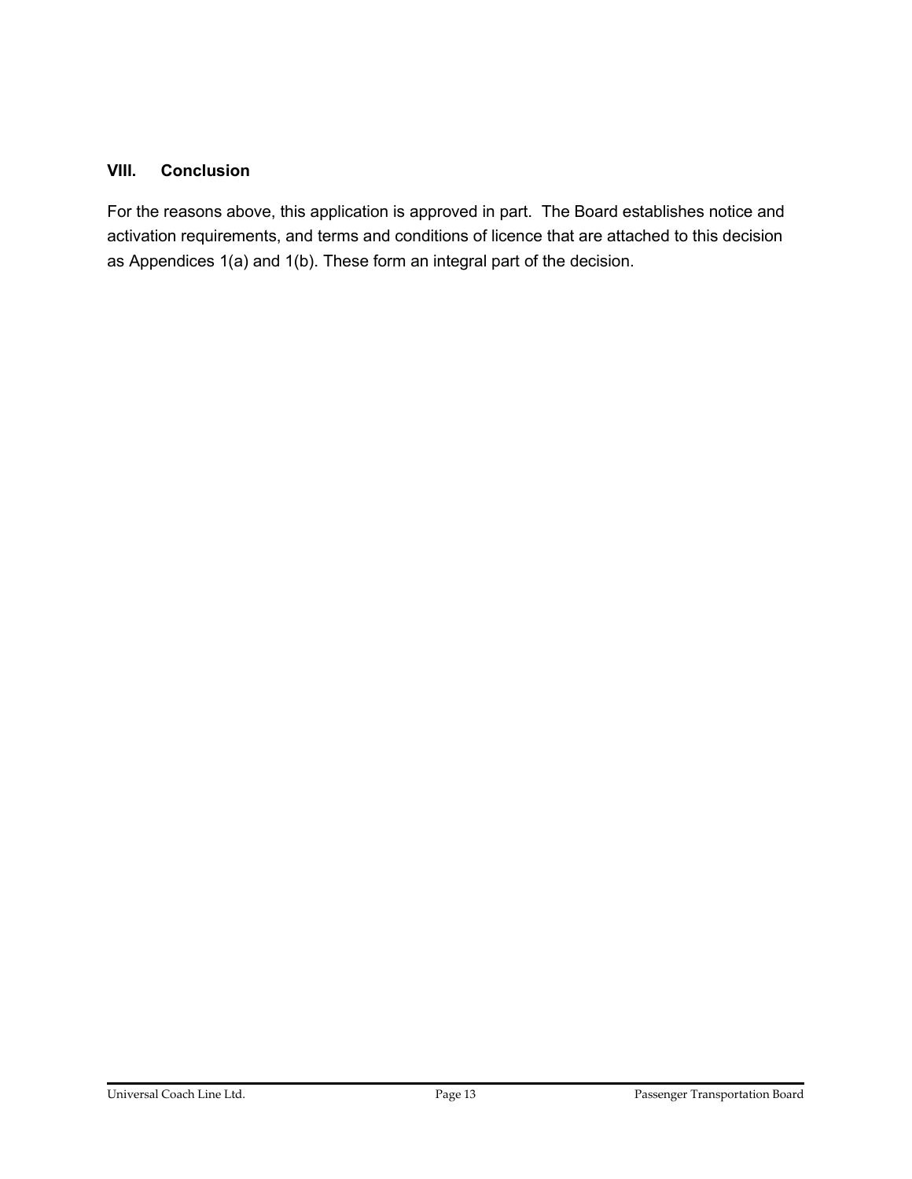## VIII. Conclusion

For the reasons above, this application is approved in part. The Board establishes notice and activation requirements, and terms and conditions of licence that are attached to this decision as Appendices 1(a) and 1(b). These form an integral part of the decision.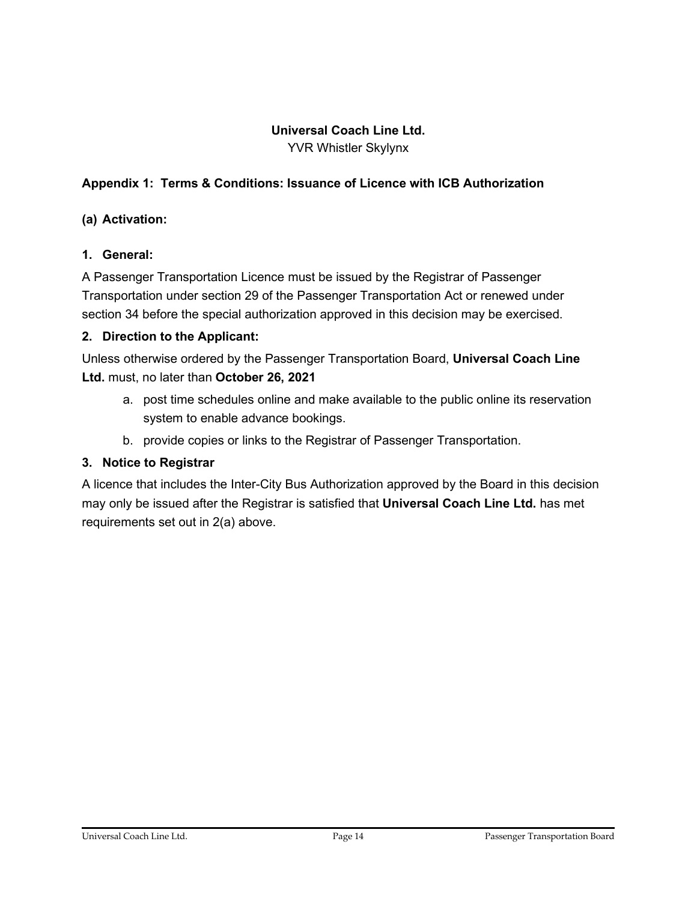**Universal Coach Line Ltd.**

YVR Whistler Skylynx

## Appendix 1: Terms & Conditions: Issuance of Licence with ICB Authorization

### (a) Activation:

#### 1. General:

A Passenger Transportation Licence must be issued by the Registrar of Passenger Transportation under section 29 of the Passenger Transportation Act or renewed under section 34 before the special authorization approved in this decision may be exercised.

#### 2. Direction to the Applicant:

Unless otherwise ordered by the Passenger Transportation Board, **Universal Coach Line Ltd.** must, no later than **October 26, 2021**

a. post time schedules online and make available to the public online its reservation system to enable advance bookings.

b. provide copies or links to the Registrar of Passenger Transportation.

#### 3. Notice to Registrar

A licence that includes the Inter-City Bus Authorization approved by the Board in this decision may only be issued after the Registrar is satisfied that **Universal Coach Line Ltd.** has met requirements set out in 2(a) above.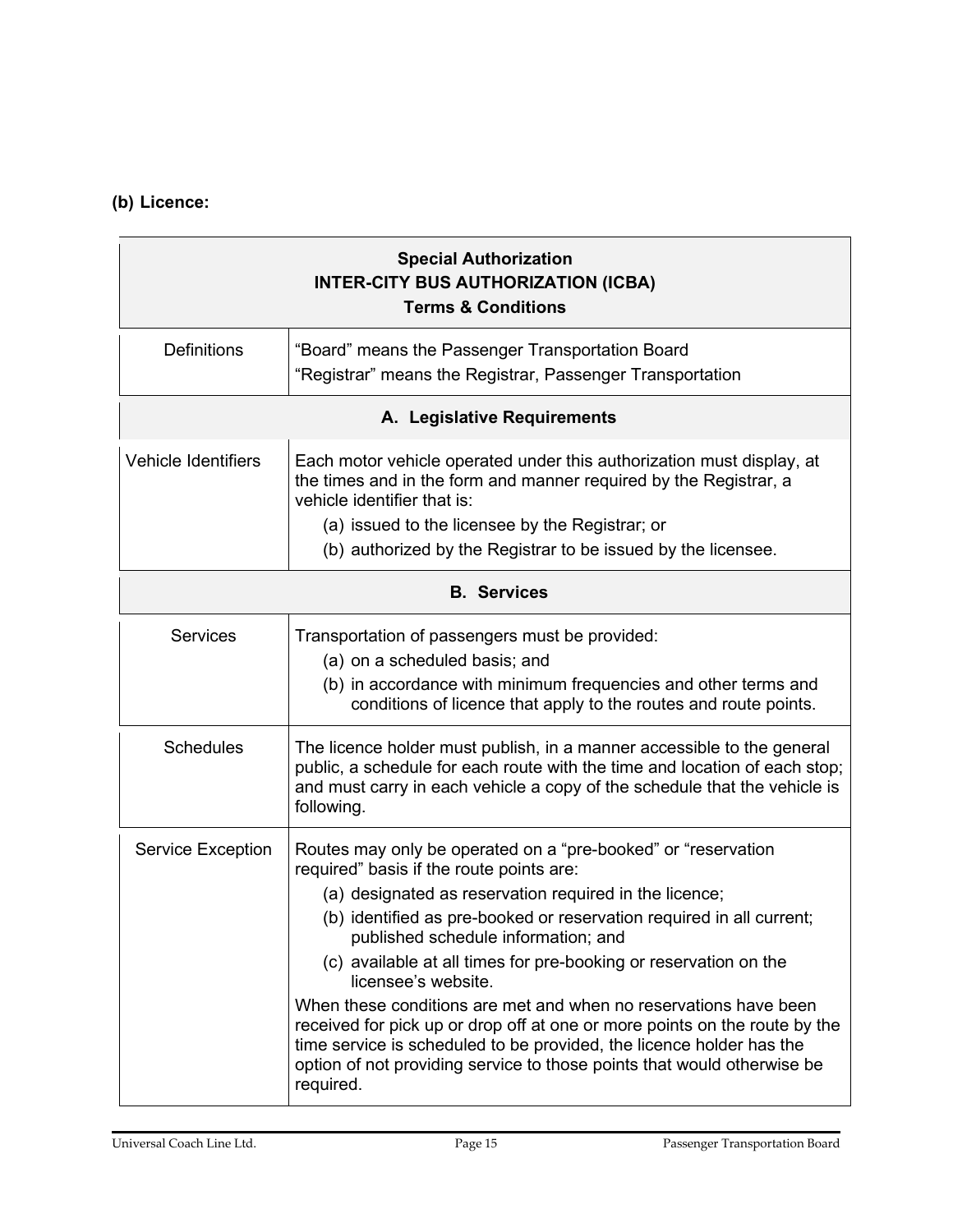**(b) Licence:**

| Special Authorization<br>INTER-CITY BUS AUTHORIZATION (ICBA)<br>Terms & Conditions | |
|---|---|
| Definitions | "Board" means the Passenger Transportation Board<br>"Registrar" means the Registrar, Passenger Transportation |
| **A. Legislative Requirements** | |
| Vehicle Identifiers | Each motor vehicle operated under this authorization must display, at the times and in the form and manner required by the Registrar, a vehicle identifier that is:<br>(a) issued to the licensee by the Registrar; or<br>(b) authorized by the Registrar to be issued by the licensee. |
| **B. Services** | |
| Services | Transportation of passengers must be provided:<br>(a) on a scheduled basis; and<br>(b) in accordance with minimum frequencies and other terms and conditions of licence that apply to the routes and route points. |
| Schedules | The licence holder must publish, in a manner accessible to the general public, a schedule for each route with the time and location of each stop; and must carry in each vehicle a copy of the schedule that the vehicle is following. |
| Service Exception | Routes may only be operated on a "pre-booked" or "reservation required" basis if the route points are:<br>(a) designated as reservation required in the licence;<br>(b) identified as pre-booked or reservation required in all current; published schedule information; and<br>(c) available at all times for pre-booking or reservation on the licensee's website.<br>When these conditions are met and when no reservations have been received for pick up or drop off at one or more points on the route by the time service is scheduled to be provided, the licence holder has the option of not providing service to those points that would otherwise be required. |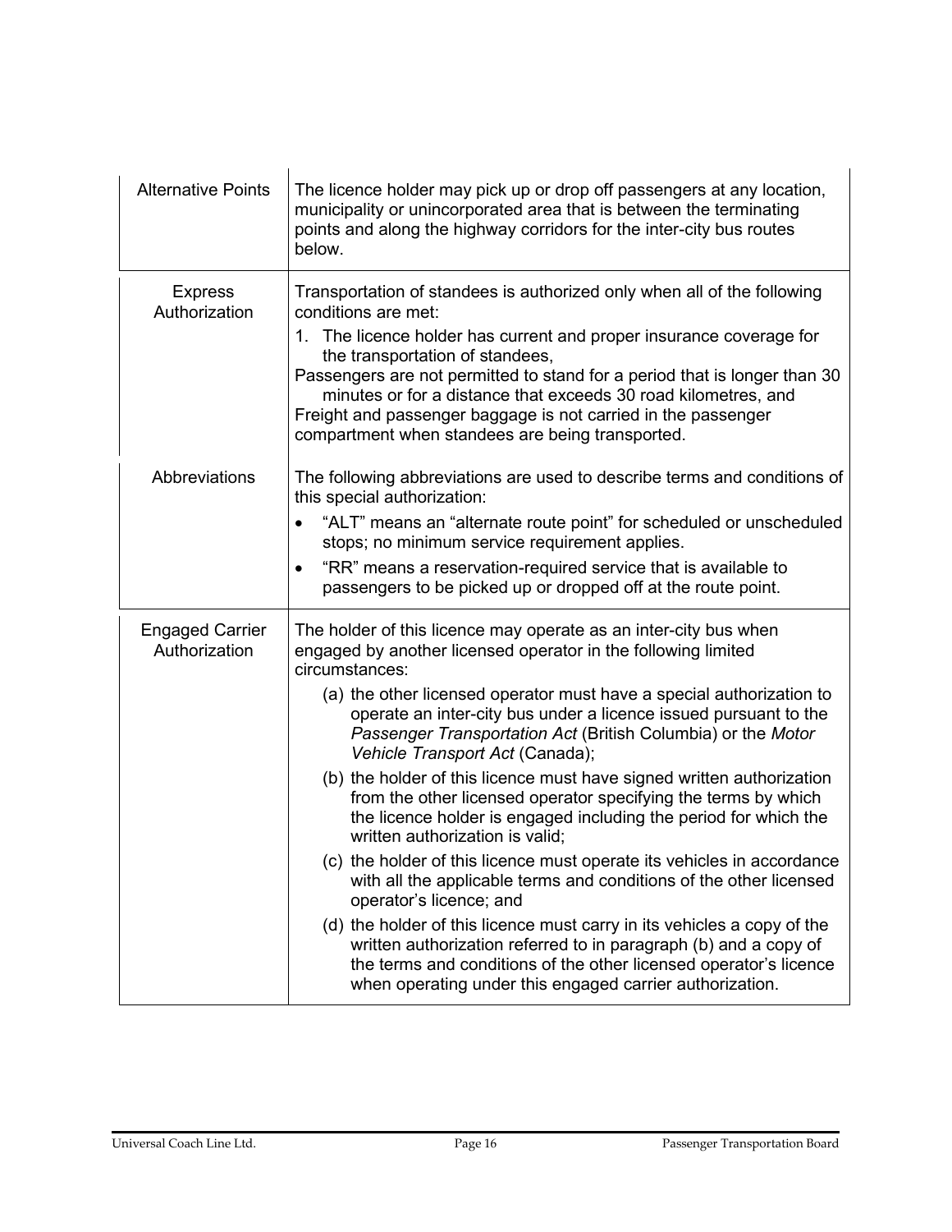| | |
|---|---|
| Alternative Points | The licence holder may pick up or drop off passengers at any location, municipality or unincorporated area that is between the terminating points and along the highway corridors for the inter-city bus routes below. |
| Express Authorization | Transportation of standees is authorized only when all of the following conditions are met:<br>1. The licence holder has current and proper insurance coverage for the transportation of standees,<br>Passengers are not permitted to stand for a period that is longer than 30 minutes or for a distance that exceeds 30 road kilometres, and<br>Freight and passenger baggage is not carried in the passenger compartment when standees are being transported. |
| Abbreviations | The following abbreviations are used to describe terms and conditions of this special authorization:<br>• "ALT" means an "alternate route point" for scheduled or unscheduled stops; no minimum service requirement applies.<br>• "RR" means a reservation-required service that is available to passengers to be picked up or dropped off at the route point. |
| Engaged Carrier Authorization | The holder of this licence may operate as an inter-city bus when engaged by another licensed operator in the following limited circumstances:<br>(a) the other licensed operator must have a special authorization to operate an inter-city bus under a licence issued pursuant to the *Passenger Transportation Act* (British Columbia) or the *Motor Vehicle Transport Act* (Canada);<br>(b) the holder of this licence must have signed written authorization from the other licensed operator specifying the terms by which the licence holder is engaged including the period for which the written authorization is valid;<br>(c) the holder of this licence must operate its vehicles in accordance with all the applicable terms and conditions of the other licensed operator's licence; and<br>(d) the holder of this licence must carry in its vehicles a copy of the written authorization referred to in paragraph (b) and a copy of the terms and conditions of the other licensed operator's licence when operating under this engaged carrier authorization. |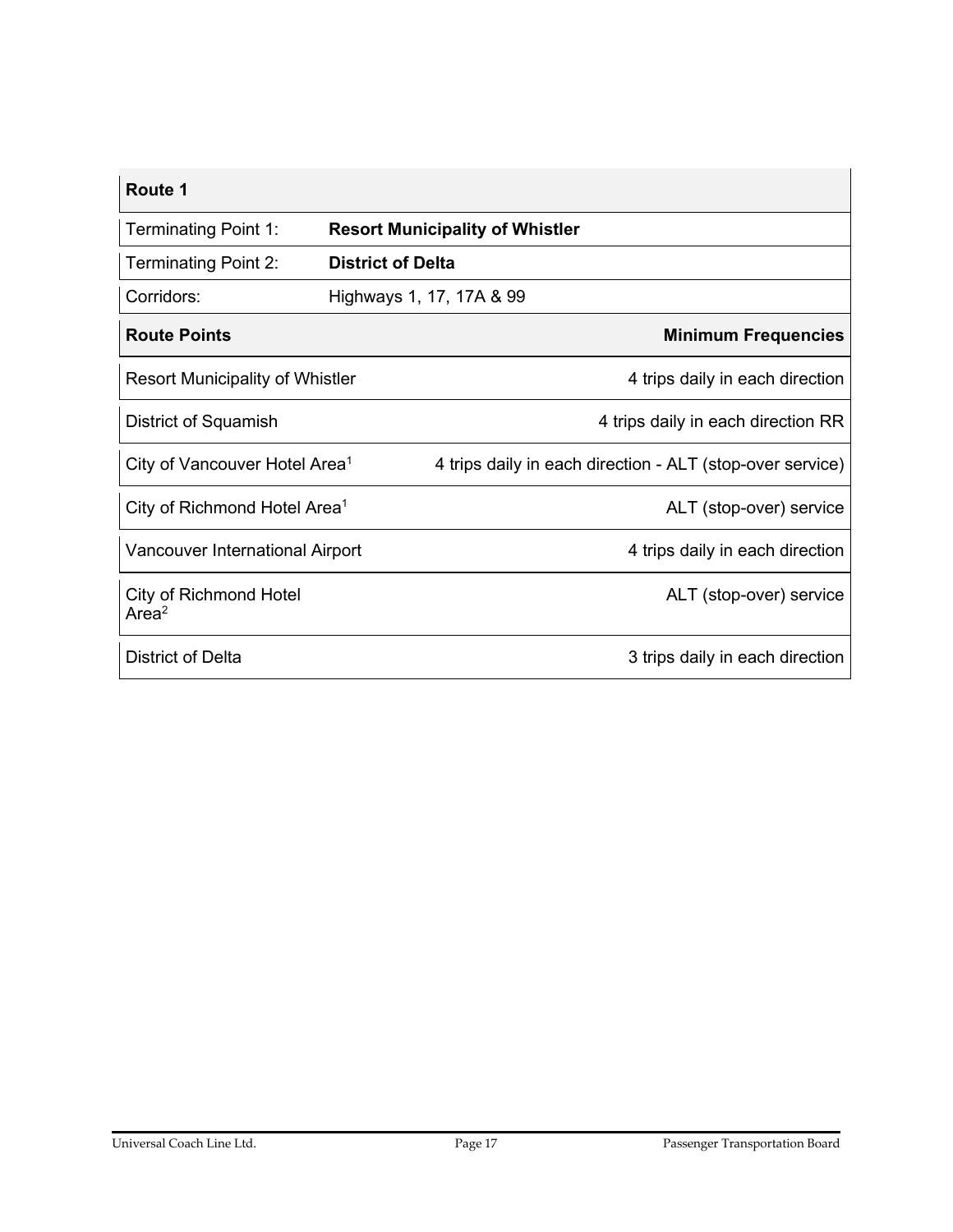| Route 1 | |
|---|---|
| Terminating Point 1: | **Resort Municipality of Whistler** |
| Terminating Point 2: | **District of Delta** |
| Corridors: | Highways 1, 17, 17A & 99 |
| **Route Points** | **Minimum Frequencies** |
| Resort Municipality of Whistler | 4 trips daily in each direction |
| District of Squamish | 4 trips daily in each direction RR |
| City of Vancouver Hotel Area[1] | 4 trips daily in each direction - ALT (stop-over service) |
| City of Richmond Hotel Area[1] | ALT (stop-over) service |
| Vancouver International Airport | 4 trips daily in each direction |
| City of Richmond Hotel Area[2] | ALT (stop-over) service |
| District of Delta | 3 trips daily in each direction |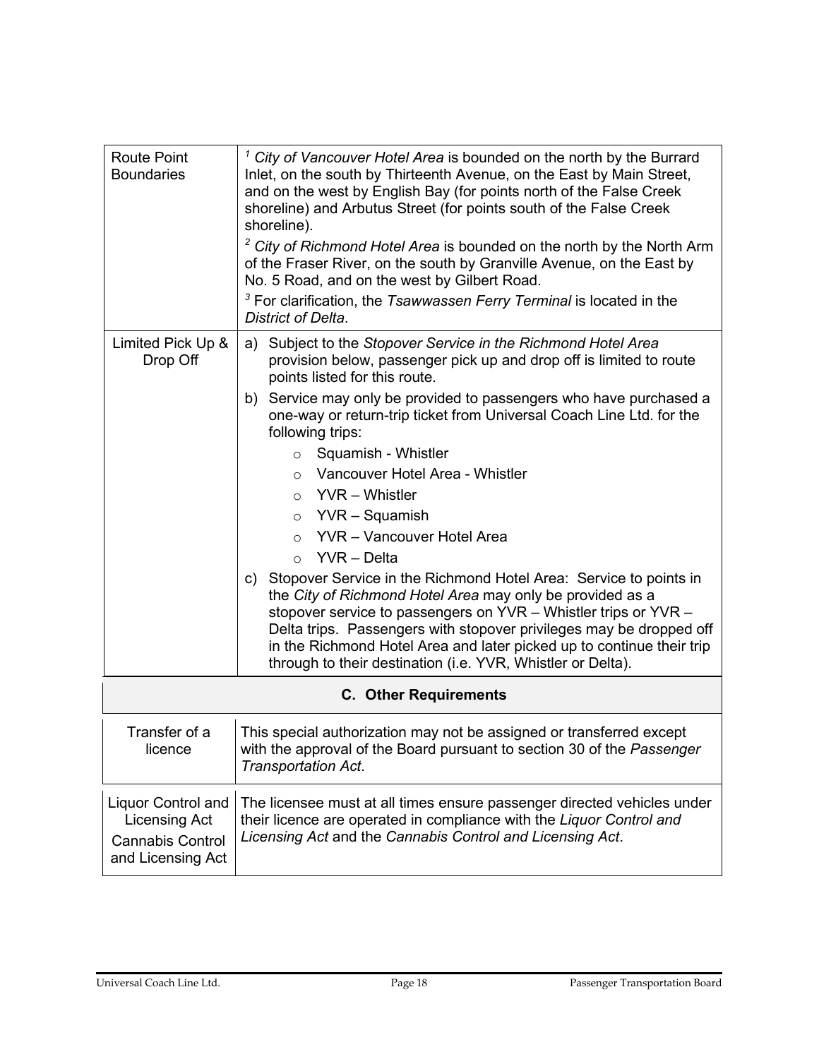| Route Point Boundaries | [1] *City of Vancouver Hotel Area* is bounded on the north by the Burrard Inlet, on the south by Thirteenth Avenue, on the East by Main Street, and on the west by English Bay (for points north of the False Creek shoreline) and Arbutus Street (for points south of the False Creek shoreline).<br>[2] *City of Richmond Hotel Area* is bounded on the north by the North Arm of the Fraser River, on the south by Granville Avenue, on the East by No. 5 Road, and on the west by Gilbert Road.<br>[3] For clarification, the *Tsawwassen Ferry Terminal* is located in the *District of Delta*. |
|---|---|
| Limited Pick Up & Drop Off | a) Subject to the *Stopover Service in the Richmond Hotel Area* provision below, passenger pick up and drop off is limited to route points listed for this route.<br>b) Service may only be provided to passengers who have purchased a one-way or return-trip ticket from Universal Coach Line Ltd. for the following trips:<br>○ Squamish - Whistler<br>○ Vancouver Hotel Area - Whistler<br>○ YVR – Whistler<br>○ YVR – Squamish<br>○ YVR – Vancouver Hotel Area<br>○ YVR – Delta<br>c) Stopover Service in the Richmond Hotel Area: Service to points in the *City of Richmond Hotel Area* may only be provided as a stopover service to passengers on YVR – Whistler trips or YVR – Delta trips. Passengers with stopover privileges may be dropped off in the Richmond Hotel Area and later picked up to continue their trip through to their destination (i.e. YVR, Whistler or Delta). |

## C. Other Requirements

| Transfer of a licence | This special authorization may not be assigned or transferred except with the approval of the Board pursuant to section 30 of the *Passenger Transportation Act*. |
|---|---|
| Liquor Control and Licensing Act<br>Cannabis Control and Licensing Act | The licensee must at all times ensure passenger directed vehicles under their licence are operated in compliance with the *Liquor Control and Licensing Act* and the *Cannabis Control and Licensing Act*. |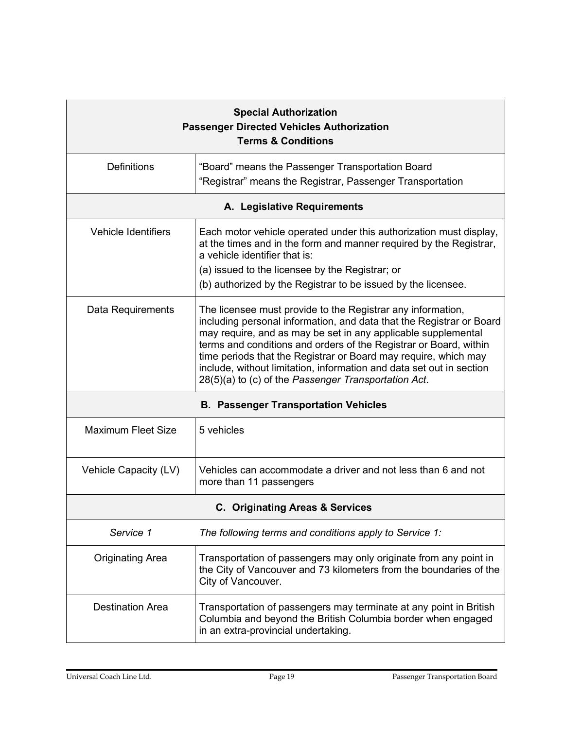| **Special Authorization**<br>**Passenger Directed Vehicles Authorization**<br>**Terms & Conditions** | |
|---|---|
| Definitions | "Board" means the Passenger Transportation Board<br>"Registrar" means the Registrar, Passenger Transportation |
| **A. Legislative Requirements** | |
| Vehicle Identifiers | Each motor vehicle operated under this authorization must display, at the times and in the form and manner required by the Registrar, a vehicle identifier that is:<br>(a) issued to the licensee by the Registrar; or<br>(b) authorized by the Registrar to be issued by the licensee. |
| Data Requirements | The licensee must provide to the Registrar any information, including personal information, and data that the Registrar or Board may require, and as may be set in any applicable supplemental terms and conditions and orders of the Registrar or Board, within time periods that the Registrar or Board may require, which may include, without limitation, information and data set out in section 28(5)(a) to (c) of the *Passenger Transportation Act*. |
| **B. Passenger Transportation Vehicles** | |
| Maximum Fleet Size | 5 vehicles |
| Vehicle Capacity (LV) | Vehicles can accommodate a driver and not less than 6 and not more than 11 passengers |
| **C. Originating Areas & Services** | |
| *Service 1* | *The following terms and conditions apply to Service 1:* |
| Originating Area | Transportation of passengers may only originate from any point in the City of Vancouver and 73 kilometers from the boundaries of the City of Vancouver. |
| Destination Area | Transportation of passengers may terminate at any point in British Columbia and beyond the British Columbia border when engaged in an extra-provincial undertaking. |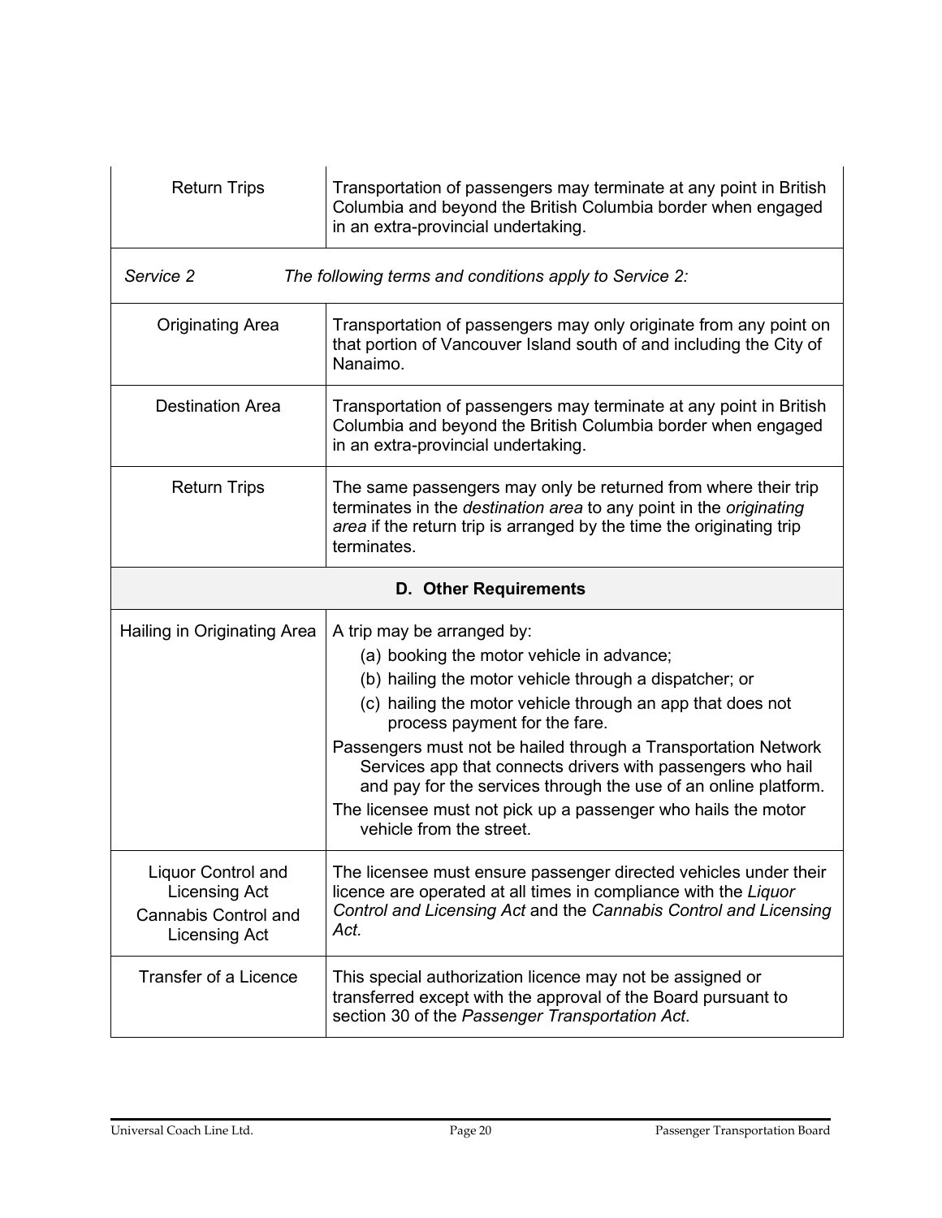| | |
|---|---|
| Return Trips | Transportation of passengers may terminate at any point in British Columbia and beyond the British Columbia border when engaged in an extra-provincial undertaking. |
| *Service 2* | *The following terms and conditions apply to Service 2:* |
| Originating Area | Transportation of passengers may only originate from any point on that portion of Vancouver Island south of and including the City of Nanaimo. |
| Destination Area | Transportation of passengers may terminate at any point in British Columbia and beyond the British Columbia border when engaged in an extra-provincial undertaking. |
| Return Trips | The same passengers may only be returned from where their trip terminates in the *destination area* to any point in the *originating area* if the return trip is arranged by the time the originating trip terminates. |
| **D. Other Requirements** | |
| Hailing in Originating Area | A trip may be arranged by:<br>(a) booking the motor vehicle in advance;<br>(b) hailing the motor vehicle through a dispatcher; or<br>(c) hailing the motor vehicle through an app that does not process payment for the fare.<br>Passengers must not be hailed through a Transportation Network Services app that connects drivers with passengers who hail and pay for the services through the use of an online platform.<br>The licensee must not pick up a passenger who hails the motor vehicle from the street. |
| Liquor Control and Licensing Act<br>Cannabis Control and Licensing Act | The licensee must ensure passenger directed vehicles under their licence are operated at all times in compliance with the *Liquor Control and Licensing Act* and the *Cannabis Control and Licensing Act.* |
| Transfer of a Licence | This special authorization licence may not be assigned or transferred except with the approval of the Board pursuant to section 30 of the *Passenger Transportation Act*. |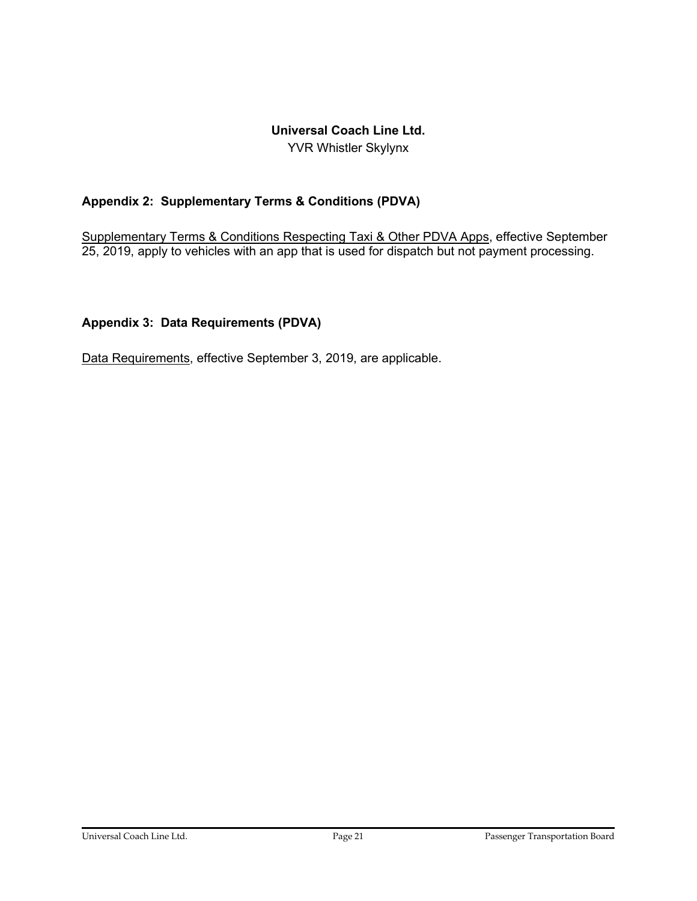**Universal Coach Line Ltd.**

YVR Whistler Skylynx

## Appendix 2: Supplementary Terms & Conditions (PDVA)

Supplementary Terms & Conditions Respecting Taxi & Other PDVA Apps, effective September 25, 2019, apply to vehicles with an app that is used for dispatch but not payment processing.

## Appendix 3: Data Requirements (PDVA)

Data Requirements, effective September 3, 2019, are applicable.